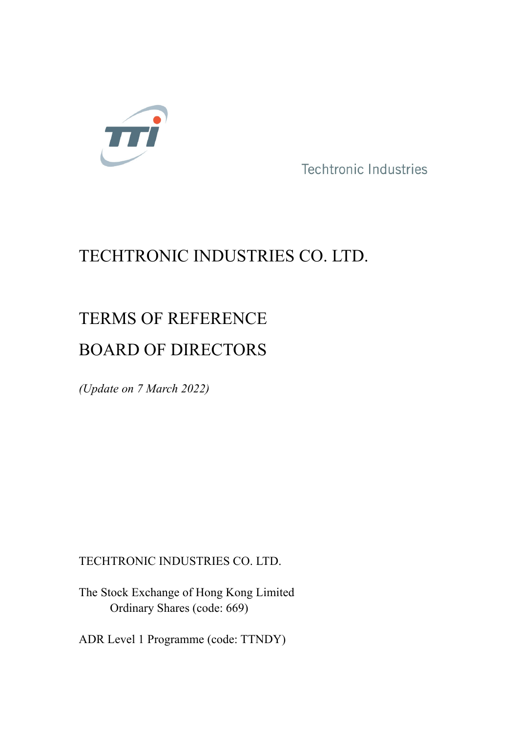Techtronic Industries

# TECHTRONIC INDUSTRIES CO. LTD.

## TERMS OF REFERENCE

## BOARD OF DIRECTORS

*(Update on 7 March 2022)*

TECHTRONIC INDUSTRIES CO. LTD.

The Stock Exchange of Hong Kong Limited
Ordinary Shares (code: 669)

ADR Level 1 Programme (code: TTNDY)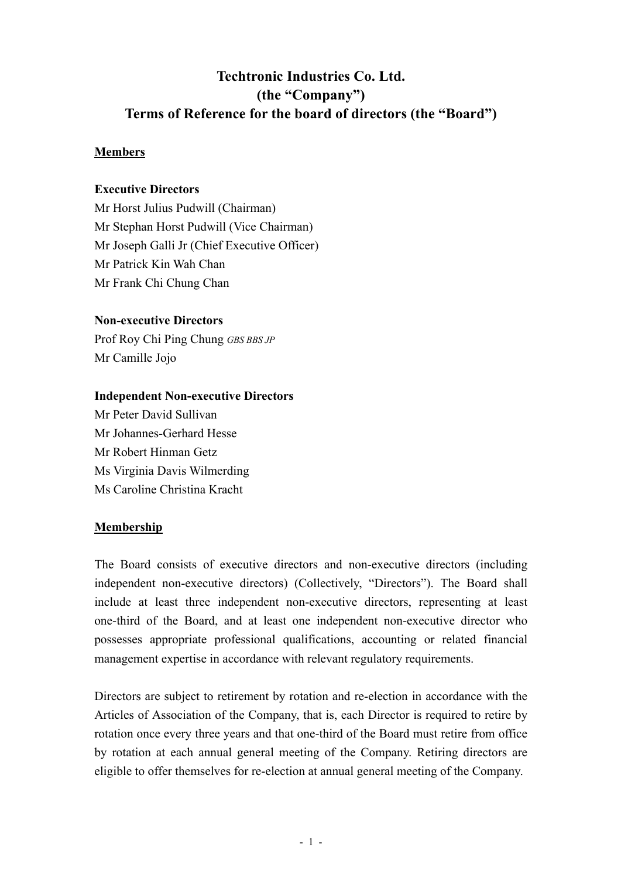# Techtronic Industries Co. Ltd.
# (the "Company")
# Terms of Reference for the board of directors (the "Board")

## Members

**Executive Directors**

Mr Horst Julius Pudwill (Chairman)
Mr Stephan Horst Pudwill (Vice Chairman)
Mr Joseph Galli Jr (Chief Executive Officer)
Mr Patrick Kin Wah Chan
Mr Frank Chi Chung Chan

**Non-executive Directors**

Prof Roy Chi Ping Chung *GBS BBS JP*
Mr Camille Jojo

**Independent Non-executive Directors**

Mr Peter David Sullivan
Mr Johannes-Gerhard Hesse
Mr Robert Hinman Getz
Ms Virginia Davis Wilmerding
Ms Caroline Christina Kracht

## Membership

The Board consists of executive directors and non-executive directors (including independent non-executive directors) (Collectively, "Directors"). The Board shall include at least three independent non-executive directors, representing at least one-third of the Board, and at least one independent non-executive director who possesses appropriate professional qualifications, accounting or related financial management expertise in accordance with relevant regulatory requirements.

Directors are subject to retirement by rotation and re-election in accordance with the Articles of Association of the Company, that is, each Director is required to retire by rotation once every three years and that one-third of the Board must retire from office by rotation at each annual general meeting of the Company. Retiring directors are eligible to offer themselves for re-election at annual general meeting of the Company.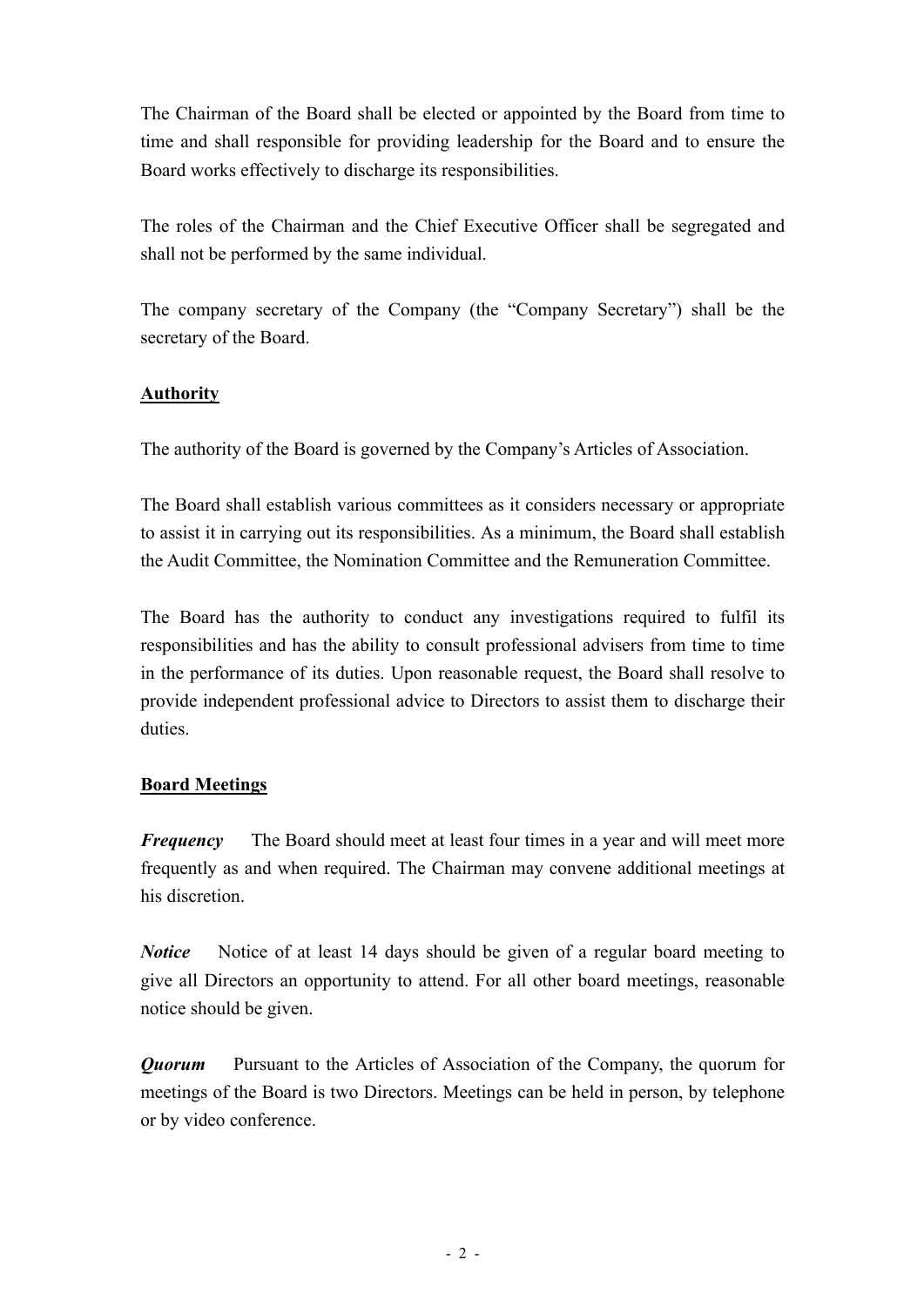The Chairman of the Board shall be elected or appointed by the Board from time to time and shall responsible for providing leadership for the Board and to ensure the Board works effectively to discharge its responsibilities.

The roles of the Chairman and the Chief Executive Officer shall be segregated and shall not be performed by the same individual.

The company secretary of the Company (the "Company Secretary") shall be the secretary of the Board.

**Authority**

The authority of the Board is governed by the Company's Articles of Association.

The Board shall establish various committees as it considers necessary or appropriate to assist it in carrying out its responsibilities. As a minimum, the Board shall establish the Audit Committee, the Nomination Committee and the Remuneration Committee.

The Board has the authority to conduct any investigations required to fulfil its responsibilities and has the ability to consult professional advisers from time to time in the performance of its duties. Upon reasonable request, the Board shall resolve to provide independent professional advice to Directors to assist them to discharge their duties.

**Board Meetings**

***Frequency*** The Board should meet at least four times in a year and will meet more frequently as and when required. The Chairman may convene additional meetings at his discretion.

***Notice*** Notice of at least 14 days should be given of a regular board meeting to give all Directors an opportunity to attend. For all other board meetings, reasonable notice should be given.

***Quorum*** Pursuant to the Articles of Association of the Company, the quorum for meetings of the Board is two Directors. Meetings can be held in person, by telephone or by video conference.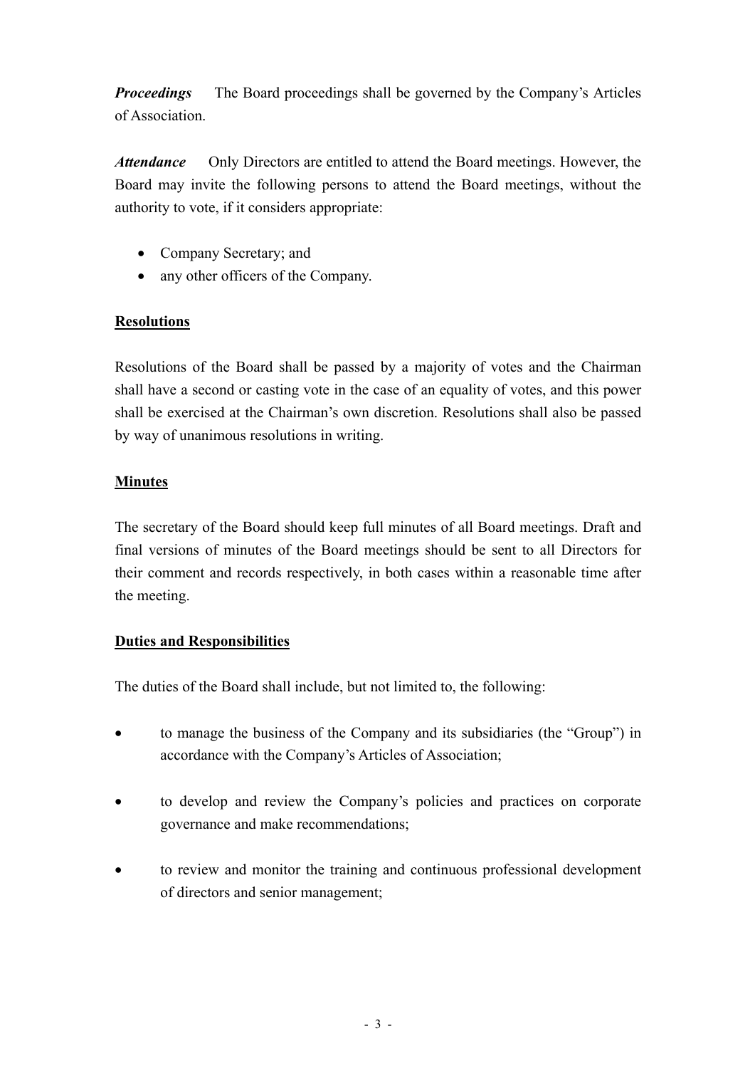***Proceedings*** The Board proceedings shall be governed by the Company's Articles of Association.

***Attendance*** Only Directors are entitled to attend the Board meetings. However, the Board may invite the following persons to attend the Board meetings, without the authority to vote, if it considers appropriate:

- Company Secretary; and
- any other officers of the Company.

**Resolutions**

Resolutions of the Board shall be passed by a majority of votes and the Chairman shall have a second or casting vote in the case of an equality of votes, and this power shall be exercised at the Chairman's own discretion. Resolutions shall also be passed by way of unanimous resolutions in writing.

**Minutes**

The secretary of the Board should keep full minutes of all Board meetings. Draft and final versions of minutes of the Board meetings should be sent to all Directors for their comment and records respectively, in both cases within a reasonable time after the meeting.

**Duties and Responsibilities**

The duties of the Board shall include, but not limited to, the following:

- to manage the business of the Company and its subsidiaries (the "Group") in accordance with the Company's Articles of Association;
- to develop and review the Company's policies and practices on corporate governance and make recommendations;
- to review and monitor the training and continuous professional development of directors and senior management;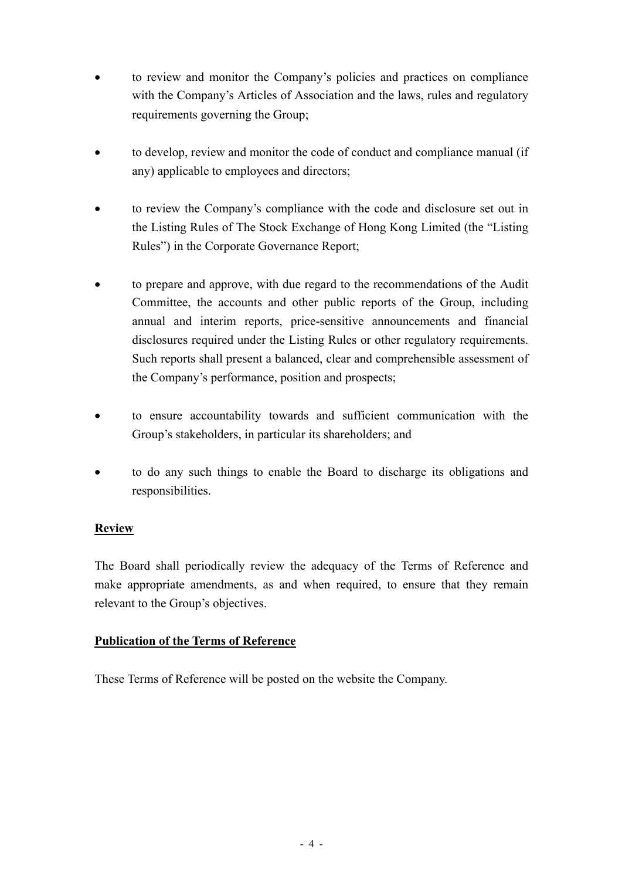- to review and monitor the Company's policies and practices on compliance with the Company's Articles of Association and the laws, rules and regulatory requirements governing the Group;

- to develop, review and monitor the code of conduct and compliance manual (if any) applicable to employees and directors;

- to review the Company's compliance with the code and disclosure set out in the Listing Rules of The Stock Exchange of Hong Kong Limited (the "Listing Rules") in the Corporate Governance Report;

- to prepare and approve, with due regard to the recommendations of the Audit Committee, the accounts and other public reports of the Group, including annual and interim reports, price-sensitive announcements and financial disclosures required under the Listing Rules or other regulatory requirements. Such reports shall present a balanced, clear and comprehensible assessment of the Company's performance, position and prospects;

- to ensure accountability towards and sufficient communication with the Group's stakeholders, in particular its shareholders; and

- to do any such things to enable the Board to discharge its obligations and responsibilities.

**Review**

The Board shall periodically review the adequacy of the Terms of Reference and make appropriate amendments, as and when required, to ensure that they remain relevant to the Group's objectives.

**Publication of the Terms of Reference**

These Terms of Reference will be posted on the website the Company.